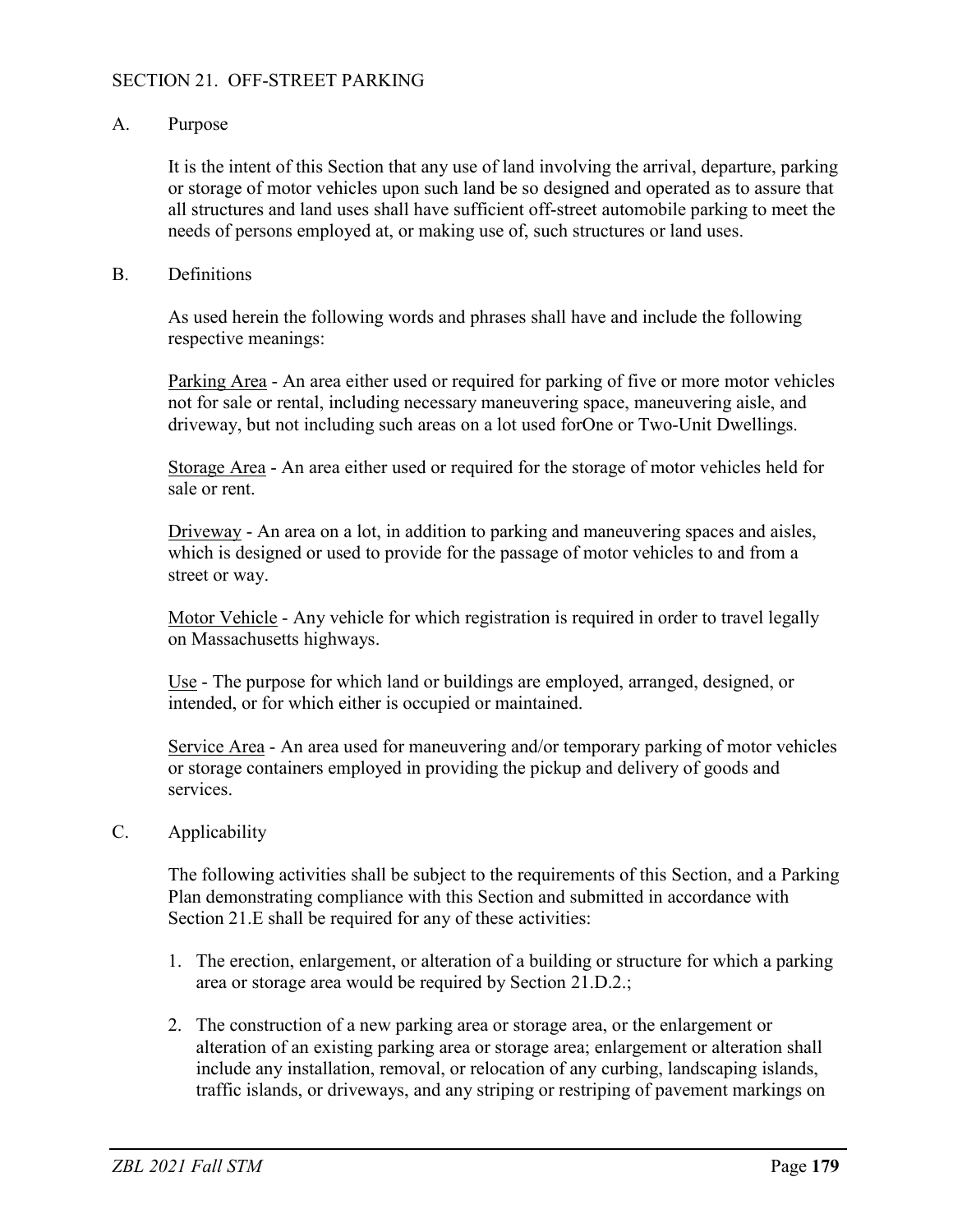# SECTION 21. OFF-STREET PARKING

## A. Purpose

It is the intent of this Section that any use of land involving the arrival, departure, parking or storage of motor vehicles upon such land be so designed and operated as to assure that all structures and land uses shall have sufficient off-street automobile parking to meet the needs of persons employed at, or making use of, such structures or land uses.

## B. Definitions

As used herein the following words and phrases shall have and include the following respective meanings:

Parking Area - An area either used or required for parking of five or more motor vehicles not for sale or rental, including necessary maneuvering space, maneuvering aisle, and driveway, but not including such areas on a lot used forOne or Two-Unit Dwellings.

Storage Area - An area either used or required for the storage of motor vehicles held for sale or rent.

Driveway - An area on a lot, in addition to parking and maneuvering spaces and aisles, which is designed or used to provide for the passage of motor vehicles to and from a street or way.

Motor Vehicle - Any vehicle for which registration is required in order to travel legally on Massachusetts highways.

Use - The purpose for which land or buildings are employed, arranged, designed, or intended, or for which either is occupied or maintained.

Service Area - An area used for maneuvering and/or temporary parking of motor vehicles or storage containers employed in providing the pickup and delivery of goods and services.

## C. Applicability

The following activities shall be subject to the requirements of this Section, and a Parking Plan demonstrating compliance with this Section and submitted in accordance with Section 21.E shall be required for any of these activities:

1. The erection, enlargement, or alteration of a building or structure for which a parking area or storage area would be required by Section 21.D.2.;
2. The construction of a new parking area or storage area, or the enlargement or alteration of an existing parking area or storage area; enlargement or alteration shall include any installation, removal, or relocation of any curbing, landscaping islands, traffic islands, or driveways, and any striping or restriping of pavement markings on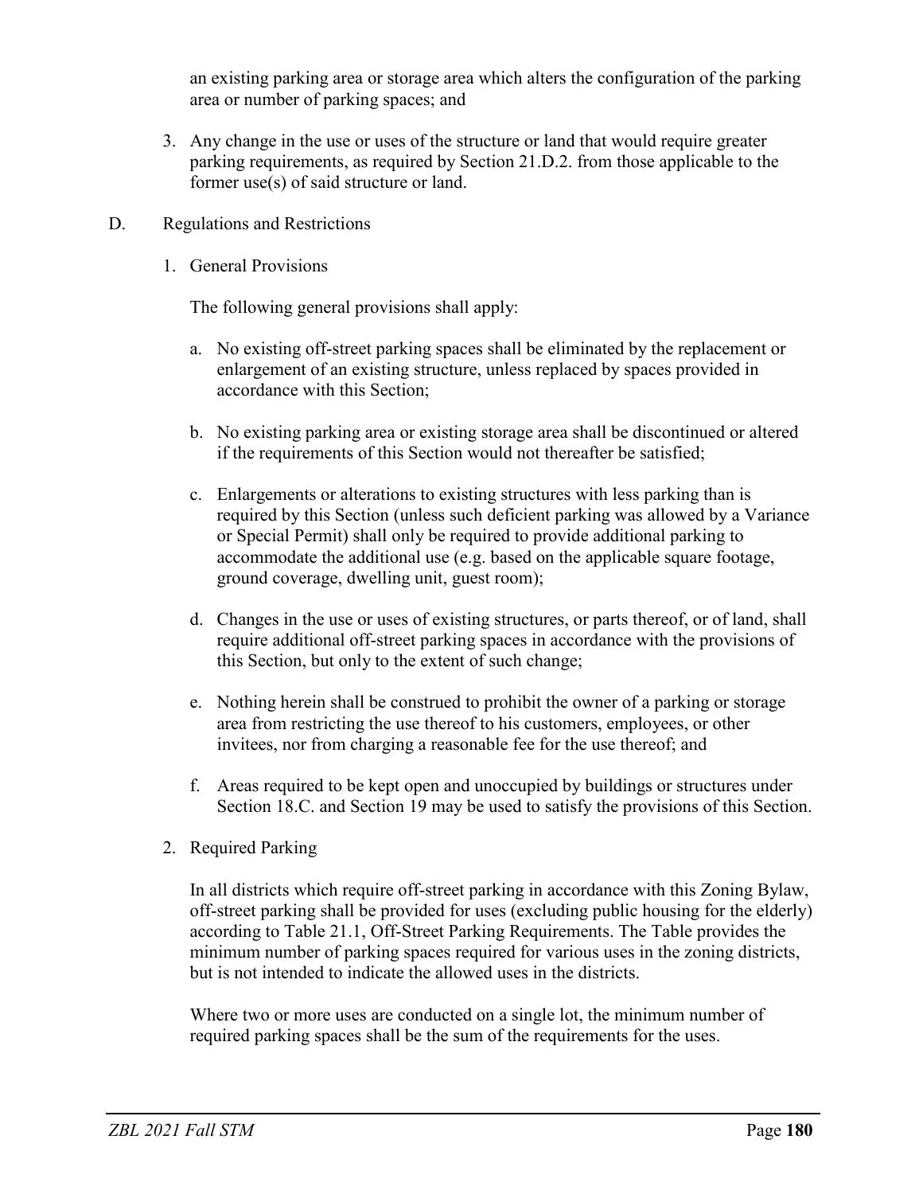an existing parking area or storage area which alters the configuration of the parking area or number of parking spaces; and

3. Any change in the use or uses of the structure or land that would require greater parking requirements, as required by Section 21.D.2. from those applicable to the former use(s) of said structure or land.

D. Regulations and Restrictions

1. General Provisions

The following general provisions shall apply:

a. No existing off-street parking spaces shall be eliminated by the replacement or enlargement of an existing structure, unless replaced by spaces provided in accordance with this Section;

b. No existing parking area or existing storage area shall be discontinued or altered if the requirements of this Section would not thereafter be satisfied;

c. Enlargements or alterations to existing structures with less parking than is required by this Section (unless such deficient parking was allowed by a Variance or Special Permit) shall only be required to provide additional parking to accommodate the additional use (e.g. based on the applicable square footage, ground coverage, dwelling unit, guest room);

d. Changes in the use or uses of existing structures, or parts thereof, or of land, shall require additional off-street parking spaces in accordance with the provisions of this Section, but only to the extent of such change;

e. Nothing herein shall be construed to prohibit the owner of a parking or storage area from restricting the use thereof to his customers, employees, or other invitees, nor from charging a reasonable fee for the use thereof; and

f. Areas required to be kept open and unoccupied by buildings or structures under Section 18.C. and Section 19 may be used to satisfy the provisions of this Section.

2. Required Parking

In all districts which require off-street parking in accordance with this Zoning Bylaw, off-street parking shall be provided for uses (excluding public housing for the elderly) according to Table 21.1, Off-Street Parking Requirements. The Table provides the minimum number of parking spaces required for various uses in the zoning districts, but is not intended to indicate the allowed uses in the districts.

Where two or more uses are conducted on a single lot, the minimum number of required parking spaces shall be the sum of the requirements for the uses.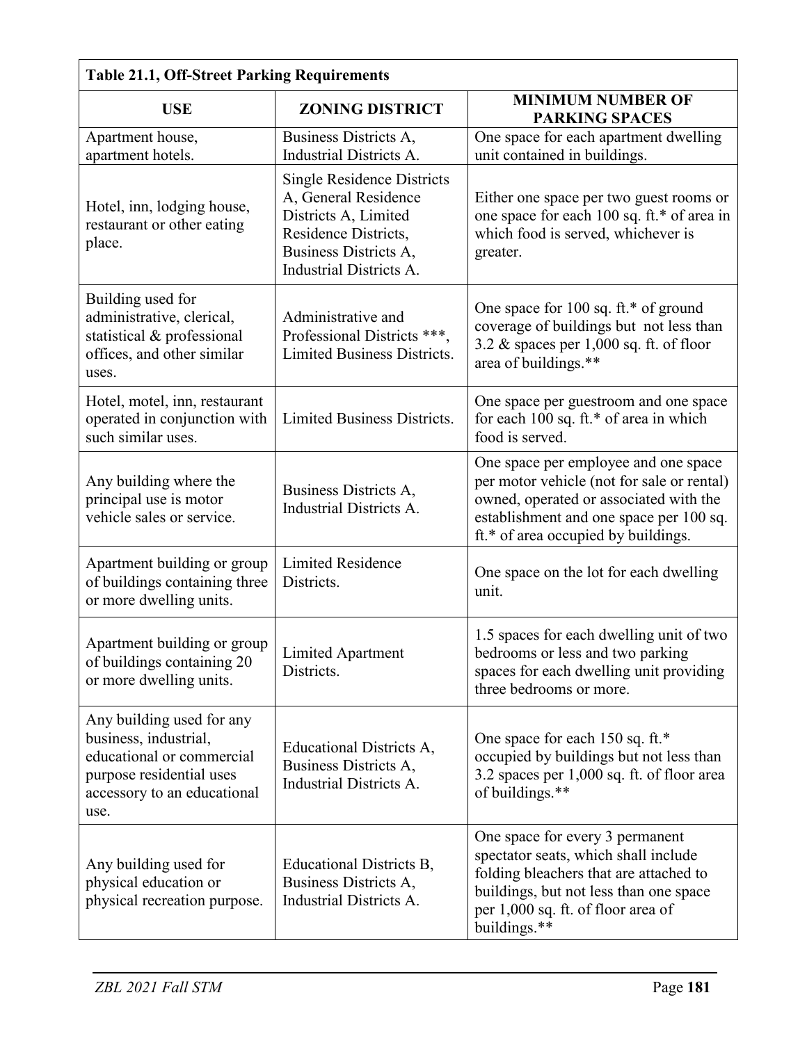| Table 21.1, Off-Street Parking Requirements | | |
|---|---|---|
| **USE** | **ZONING DISTRICT** | **MINIMUM NUMBER OF PARKING SPACES** |
| Apartment house, apartment hotels. | Business Districts A, Industrial Districts A. | One space for each apartment dwelling unit contained in buildings. |
| Hotel, inn, lodging house, restaurant or other eating place. | Single Residence Districts A, General Residence Districts A, Limited Residence Districts, Business Districts A, Industrial Districts A. | Either one space per two guest rooms or one space for each 100 sq. ft.* of area in which food is served, whichever is greater. |
| Building used for administrative, clerical, statistical & professional offices, and other similar uses. | Administrative and Professional Districts ***, Limited Business Districts. | One space for 100 sq. ft.* of ground coverage of buildings but not less than 3.2 & spaces per 1,000 sq. ft. of floor area of buildings.** |
| Hotel, motel, inn, restaurant operated in conjunction with such similar uses. | Limited Business Districts. | One space per guestroom and one space for each 100 sq. ft.* of area in which food is served. |
| Any building where the principal use is motor vehicle sales or service. | Business Districts A, Industrial Districts A. | One space per employee and one space per motor vehicle (not for sale or rental) owned, operated or associated with the establishment and one space per 100 sq. ft.* of area occupied by buildings. |
| Apartment building or group of buildings containing three or more dwelling units. | Limited Residence Districts. | One space on the lot for each dwelling unit. |
| Apartment building or group of buildings containing 20 or more dwelling units. | Limited Apartment Districts. | 1.5 spaces for each dwelling unit of two bedrooms or less and two parking spaces for each dwelling unit providing three bedrooms or more. |
| Any building used for any business, industrial, educational or commercial purpose residential uses accessory to an educational use. | Educational Districts A, Business Districts A, Industrial Districts A. | One space for each 150 sq. ft.* occupied by buildings but not less than 3.2 spaces per 1,000 sq. ft. of floor area of buildings.** |
| Any building used for physical education or physical recreation purpose. | Educational Districts B, Business Districts A, Industrial Districts A. | One space for every 3 permanent spectator seats, which shall include folding bleachers that are attached to buildings, but not less than one space per 1,000 sq. ft. of floor area of buildings.** |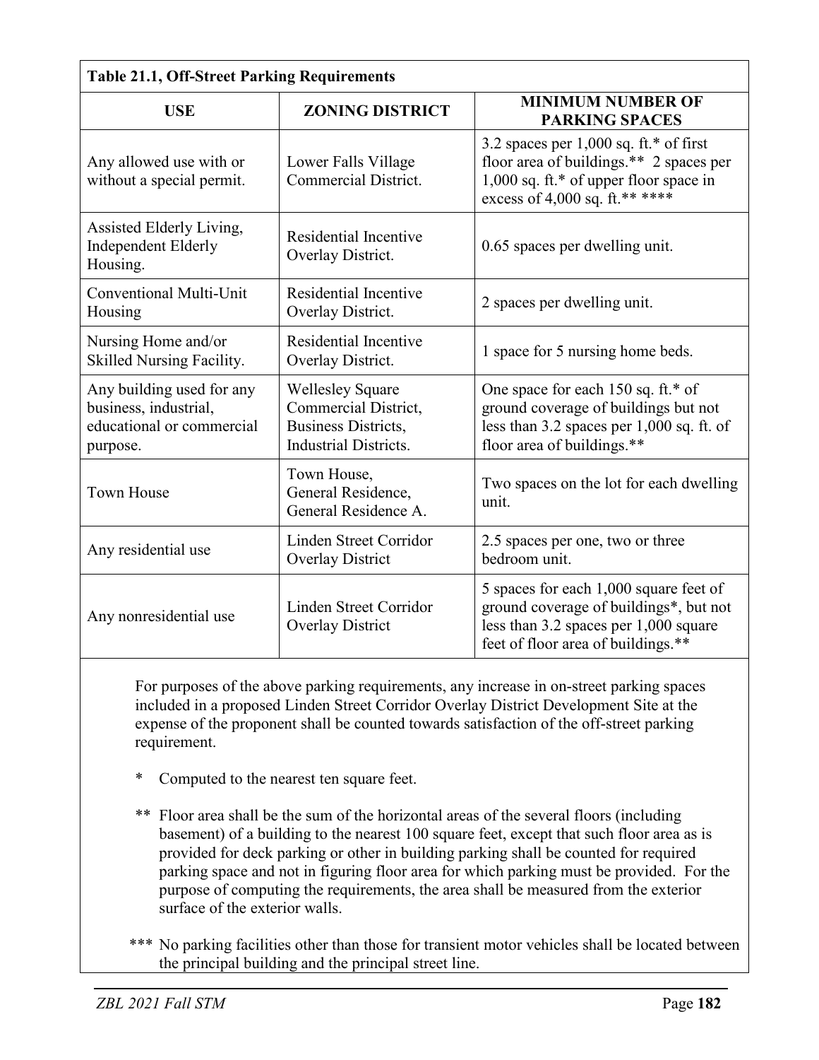**Table 21.1, Off-Street Parking Requirements**

| USE | ZONING DISTRICT | MINIMUM NUMBER OF PARKING SPACES |
|---|---|---|
| Any allowed use with or without a special permit. | Lower Falls Village Commercial District. | 3.2 spaces per 1,000 sq. ft.* of first floor area of buildings.** 2 spaces per 1,000 sq. ft.* of upper floor space in excess of 4,000 sq. ft.** **** |
| Assisted Elderly Living, Independent Elderly Housing. | Residential Incentive Overlay District. | 0.65 spaces per dwelling unit. |
| Conventional Multi-Unit Housing | Residential Incentive Overlay District. | 2 spaces per dwelling unit. |
| Nursing Home and/or Skilled Nursing Facility. | Residential Incentive Overlay District. | 1 space for 5 nursing home beds. |
| Any building used for any business, industrial, educational or commercial purpose. | Wellesley Square Commercial District, Business Districts, Industrial Districts. | One space for each 150 sq. ft.* of ground coverage of buildings but not less than 3.2 spaces per 1,000 sq. ft. of floor area of buildings.** |
| Town House | Town House, General Residence, General Residence A. | Two spaces on the lot for each dwelling unit. |
| Any residential use | Linden Street Corridor Overlay District | 2.5 spaces per one, two or three bedroom unit. |
| Any nonresidential use | Linden Street Corridor Overlay District | 5 spaces for each 1,000 square feet of ground coverage of buildings*, but not less than 3.2 spaces per 1,000 square feet of floor area of buildings.** |

For purposes of the above parking requirements, any increase in on-street parking spaces included in a proposed Linden Street Corridor Overlay District Development Site at the expense of the proponent shall be counted towards satisfaction of the off-street parking requirement.

\* Computed to the nearest ten square feet.

** Floor area shall be the sum of the horizontal areas of the several floors (including basement) of a building to the nearest 100 square feet, except that such floor area as is provided for deck parking or other in building parking shall be counted for required parking space and not in figuring floor area for which parking must be provided. For the purpose of computing the requirements, the area shall be measured from the exterior surface of the exterior walls.

*** No parking facilities other than those for transient motor vehicles shall be located between the principal building and the principal street line.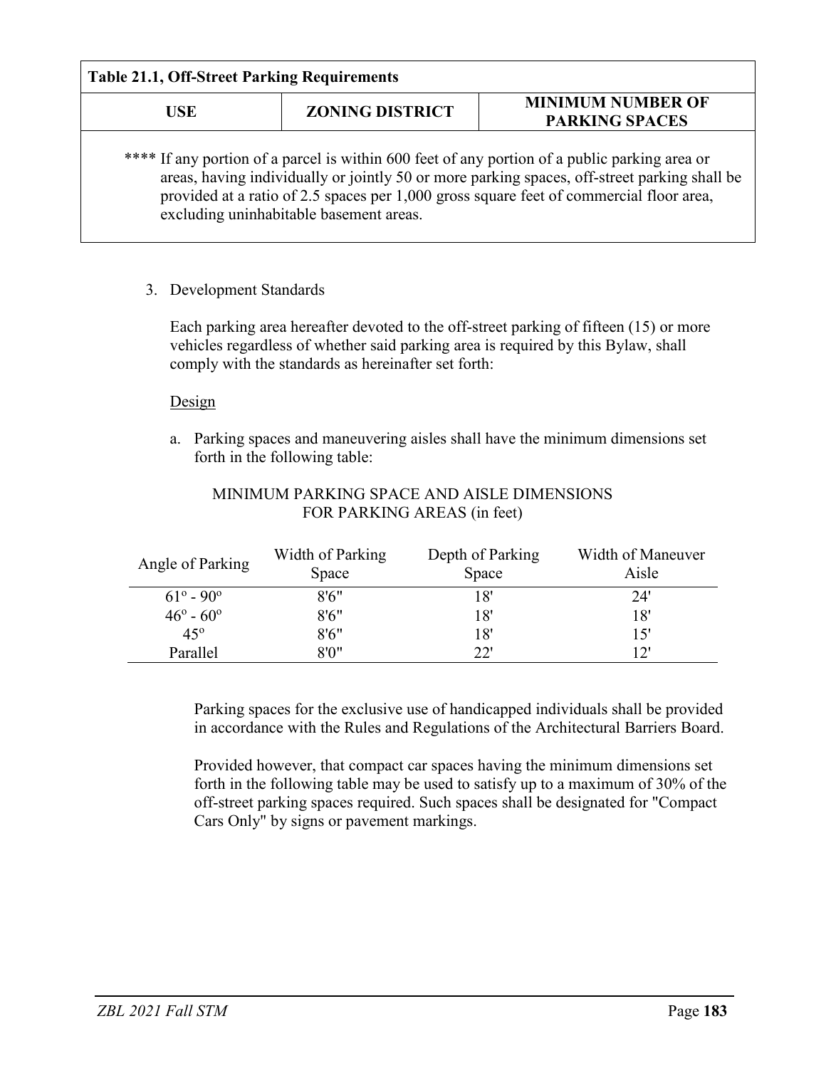| Table 21.1, Off-Street Parking Requirements | | |
|---|---|---|
| **USE** | **ZONING DISTRICT** | **MINIMUM NUMBER OF PARKING SPACES** |
| **** If any portion of a parcel is within 600 feet of any portion of a public parking area or areas, having individually or jointly 50 or more parking spaces, off-street parking shall be provided at a ratio of 2.5 spaces per 1,000 gross square feet of commercial floor area, excluding uninhabitable basement areas. | | |

3. Development Standards

   Each parking area hereafter devoted to the off-street parking of fifteen (15) or more vehicles regardless of whether said parking area is required by this Bylaw, shall comply with the standards as hereinafter set forth:

   Design

   a. Parking spaces and maneuvering aisles shall have the minimum dimensions set forth in the following table:

MINIMUM PARKING SPACE AND AISLE DIMENSIONS FOR PARKING AREAS (in feet)

| Angle of Parking | Width of Parking Space | Depth of Parking Space | Width of Maneuver Aisle |
|---|---|---|---|
| 61º - 90º | 8'6" | 18' | 24' |
| 46º - 60º | 8'6" | 18' | 18' |
| 45º | 8'6" | 18' | 15' |
| Parallel | 8'0" | 22' | 12' |

Parking spaces for the exclusive use of handicapped individuals shall be provided in accordance with the Rules and Regulations of the Architectural Barriers Board.

Provided however, that compact car spaces having the minimum dimensions set forth in the following table may be used to satisfy up to a maximum of 30% of the off-street parking spaces required. Such spaces shall be designated for "Compact Cars Only" by signs or pavement markings.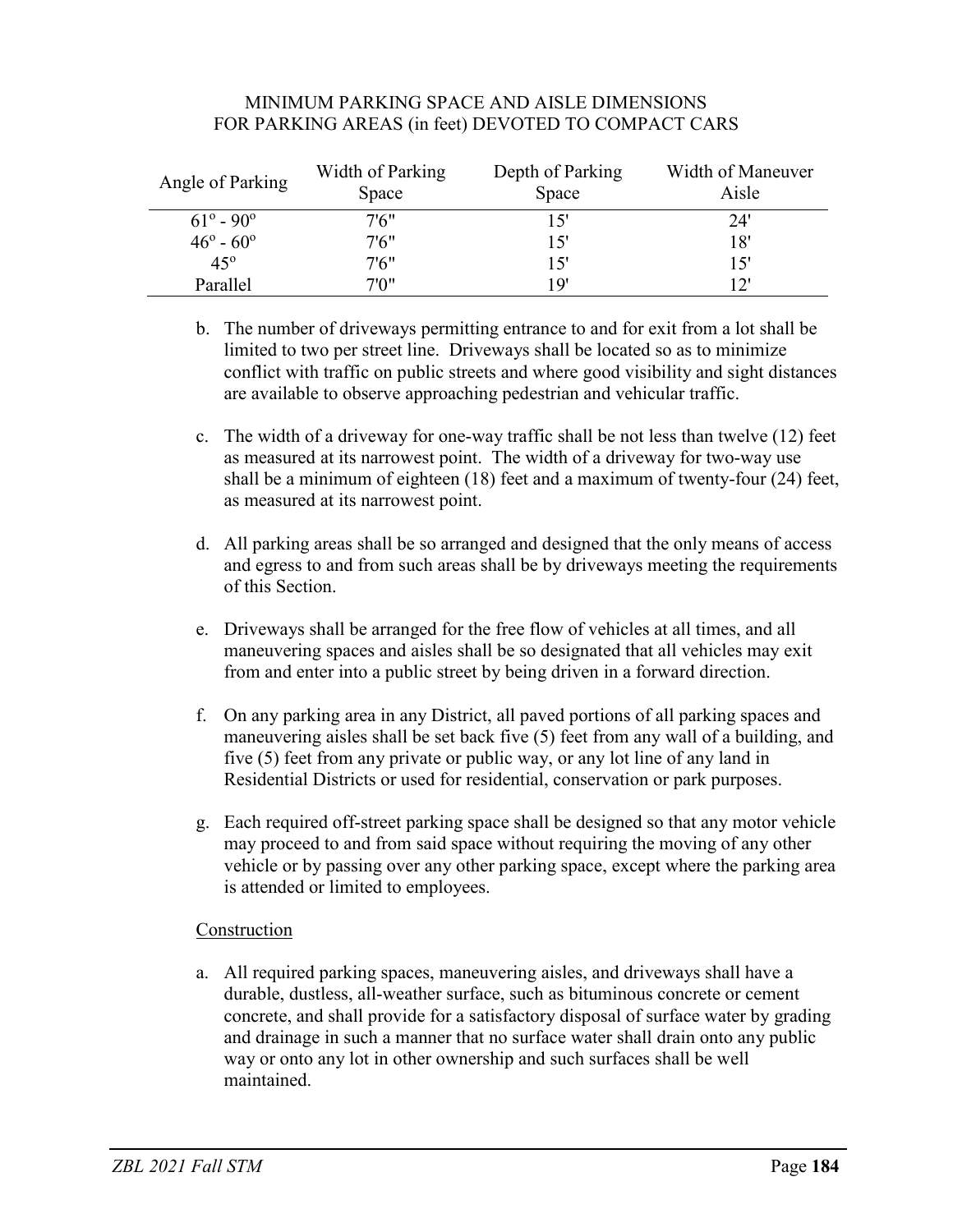MINIMUM PARKING SPACE AND AISLE DIMENSIONS
FOR PARKING AREAS (in feet) DEVOTED TO COMPACT CARS

| Angle of Parking | Width of Parking Space | Depth of Parking Space | Width of Maneuver Aisle |
|---|---|---|---|
| 61° - 90° | 7'6" | 15' | 24' |
| 46° - 60° | 7'6" | 15' | 18' |
| 45° | 7'6" | 15' | 15' |
| Parallel | 7'0" | 19' | 12' |

b. The number of driveways permitting entrance to and for exit from a lot shall be limited to two per street line. Driveways shall be located so as to minimize conflict with traffic on public streets and where good visibility and sight distances are available to observe approaching pedestrian and vehicular traffic.

c. The width of a driveway for one-way traffic shall be not less than twelve (12) feet as measured at its narrowest point. The width of a driveway for two-way use shall be a minimum of eighteen (18) feet and a maximum of twenty-four (24) feet, as measured at its narrowest point.

d. All parking areas shall be so arranged and designed that the only means of access and egress to and from such areas shall be by driveways meeting the requirements of this Section.

e. Driveways shall be arranged for the free flow of vehicles at all times, and all maneuvering spaces and aisles shall be so designated that all vehicles may exit from and enter into a public street by being driven in a forward direction.

f. On any parking area in any District, all paved portions of all parking spaces and maneuvering aisles shall be set back five (5) feet from any wall of a building, and five (5) feet from any private or public way, or any lot line of any land in Residential Districts or used for residential, conservation or park purposes.

g. Each required off-street parking space shall be designed so that any motor vehicle may proceed to and from said space without requiring the moving of any other vehicle or by passing over any other parking space, except where the parking area is attended or limited to employees.

Construction

a. All required parking spaces, maneuvering aisles, and driveways shall have a durable, dustless, all-weather surface, such as bituminous concrete or cement concrete, and shall provide for a satisfactory disposal of surface water by grading and drainage in such a manner that no surface water shall drain onto any public way or onto any lot in other ownership and such surfaces shall be well maintained.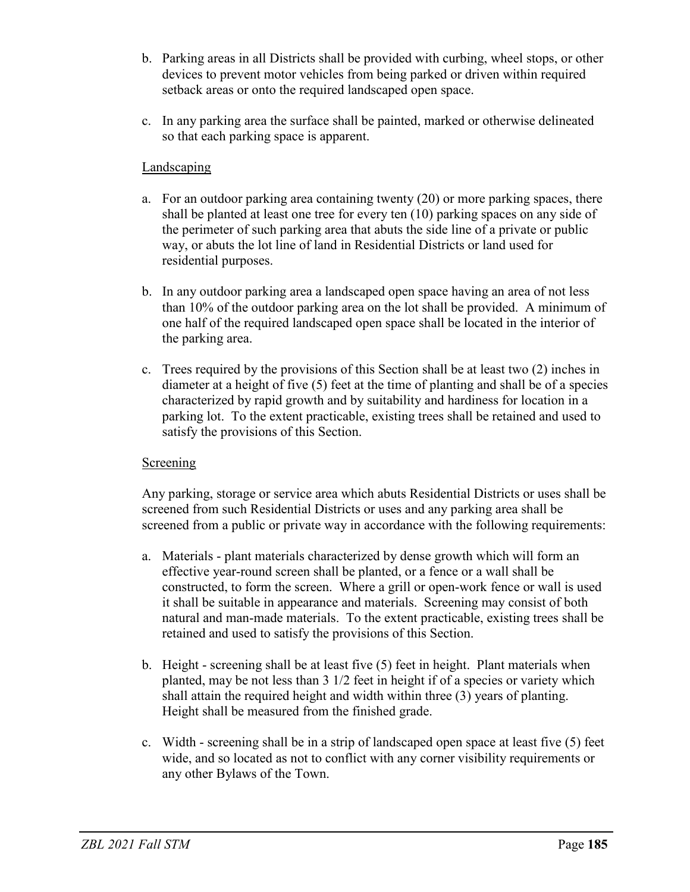b. Parking areas in all Districts shall be provided with curbing, wheel stops, or other devices to prevent motor vehicles from being parked or driven within required setback areas or onto the required landscaped open space.

c. In any parking area the surface shall be painted, marked or otherwise delineated so that each parking space is apparent.

Landscaping

a. For an outdoor parking area containing twenty (20) or more parking spaces, there shall be planted at least one tree for every ten (10) parking spaces on any side of the perimeter of such parking area that abuts the side line of a private or public way, or abuts the lot line of land in Residential Districts or land used for residential purposes.

b. In any outdoor parking area a landscaped open space having an area of not less than 10% of the outdoor parking area on the lot shall be provided. A minimum of one half of the required landscaped open space shall be located in the interior of the parking area.

c. Trees required by the provisions of this Section shall be at least two (2) inches in diameter at a height of five (5) feet at the time of planting and shall be of a species characterized by rapid growth and by suitability and hardiness for location in a parking lot. To the extent practicable, existing trees shall be retained and used to satisfy the provisions of this Section.

Screening

Any parking, storage or service area which abuts Residential Districts or uses shall be screened from such Residential Districts or uses and any parking area shall be screened from a public or private way in accordance with the following requirements:

a. Materials - plant materials characterized by dense growth which will form an effective year-round screen shall be planted, or a fence or a wall shall be constructed, to form the screen. Where a grill or open-work fence or wall is used it shall be suitable in appearance and materials. Screening may consist of both natural and man-made materials. To the extent practicable, existing trees shall be retained and used to satisfy the provisions of this Section.

b. Height - screening shall be at least five (5) feet in height. Plant materials when planted, may be not less than 3 1/2 feet in height if of a species or variety which shall attain the required height and width within three (3) years of planting. Height shall be measured from the finished grade.

c. Width - screening shall be in a strip of landscaped open space at least five (5) feet wide, and so located as not to conflict with any corner visibility requirements or any other Bylaws of the Town.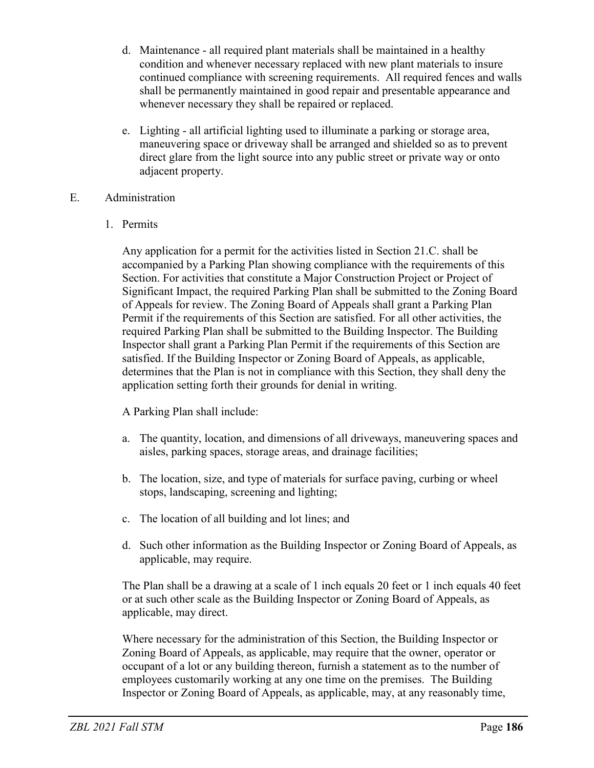d. Maintenance - all required plant materials shall be maintained in a healthy condition and whenever necessary replaced with new plant materials to insure continued compliance with screening requirements. All required fences and walls shall be permanently maintained in good repair and presentable appearance and whenever necessary they shall be repaired or replaced.

e. Lighting - all artificial lighting used to illuminate a parking or storage area, maneuvering space or driveway shall be arranged and shielded so as to prevent direct glare from the light source into any public street or private way or onto adjacent property.

E. Administration

1. Permits

Any application for a permit for the activities listed in Section 21.C. shall be accompanied by a Parking Plan showing compliance with the requirements of this Section. For activities that constitute a Major Construction Project or Project of Significant Impact, the required Parking Plan shall be submitted to the Zoning Board of Appeals for review. The Zoning Board of Appeals shall grant a Parking Plan Permit if the requirements of this Section are satisfied. For all other activities, the required Parking Plan shall be submitted to the Building Inspector. The Building Inspector shall grant a Parking Plan Permit if the requirements of this Section are satisfied. If the Building Inspector or Zoning Board of Appeals, as applicable, determines that the Plan is not in compliance with this Section, they shall deny the application setting forth their grounds for denial in writing.

A Parking Plan shall include:

a. The quantity, location, and dimensions of all driveways, maneuvering spaces and aisles, parking spaces, storage areas, and drainage facilities;

b. The location, size, and type of materials for surface paving, curbing or wheel stops, landscaping, screening and lighting;

c. The location of all building and lot lines; and

d. Such other information as the Building Inspector or Zoning Board of Appeals, as applicable, may require.

The Plan shall be a drawing at a scale of 1 inch equals 20 feet or 1 inch equals 40 feet or at such other scale as the Building Inspector or Zoning Board of Appeals, as applicable, may direct.

Where necessary for the administration of this Section, the Building Inspector or Zoning Board of Appeals, as applicable, may require that the owner, operator or occupant of a lot or any building thereon, furnish a statement as to the number of employees customarily working at any one time on the premises. The Building Inspector or Zoning Board of Appeals, as applicable, may, at any reasonably time,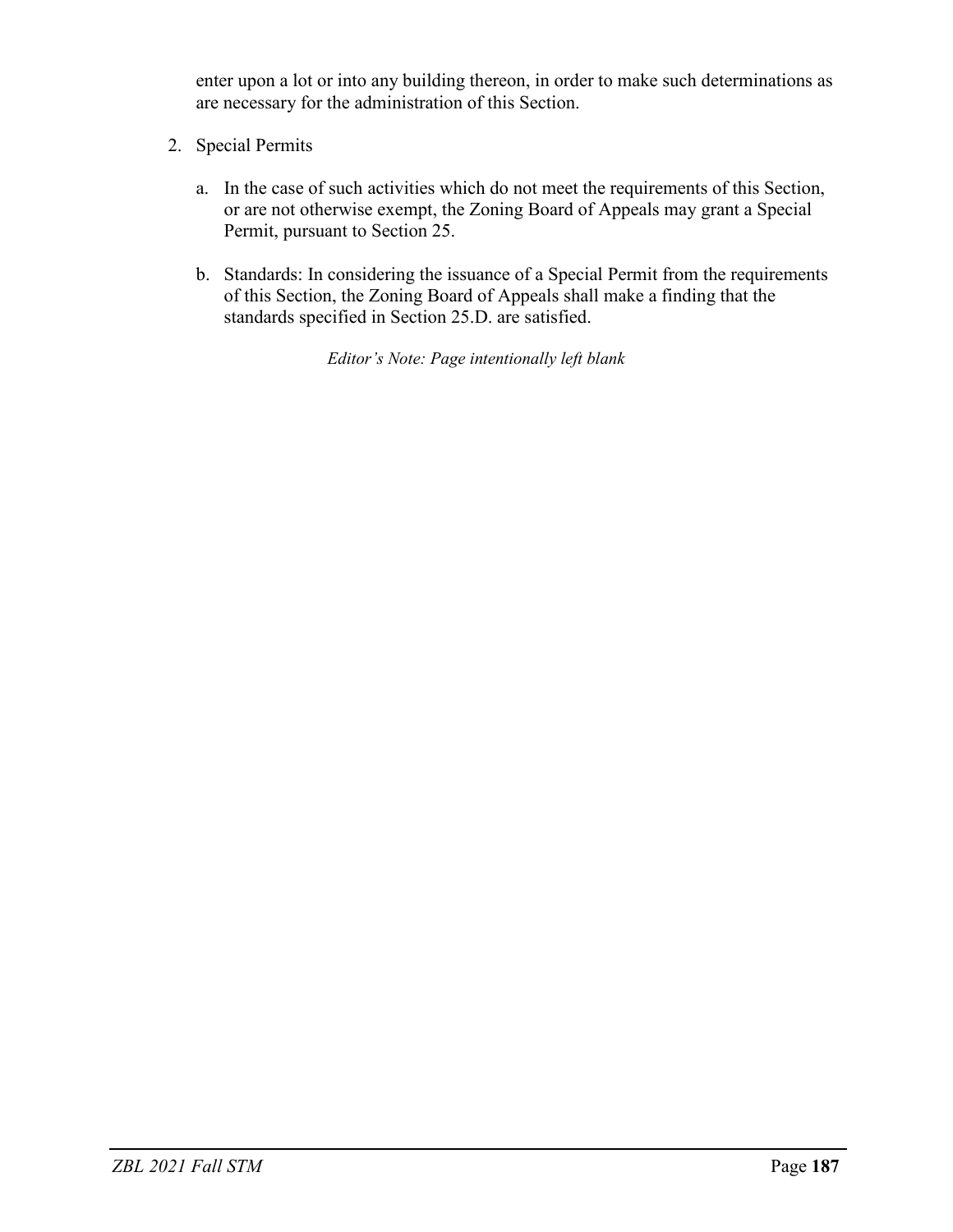enter upon a lot or into any building thereon, in order to make such determinations as are necessary for the administration of this Section.

2. Special Permits

   a. In the case of such activities which do not meet the requirements of this Section, or are not otherwise exempt, the Zoning Board of Appeals may grant a Special Permit, pursuant to Section 25.

   b. Standards: In considering the issuance of a Special Permit from the requirements of this Section, the Zoning Board of Appeals shall make a finding that the standards specified in Section 25.D. are satisfied.

*Editor's Note: Page intentionally left blank*